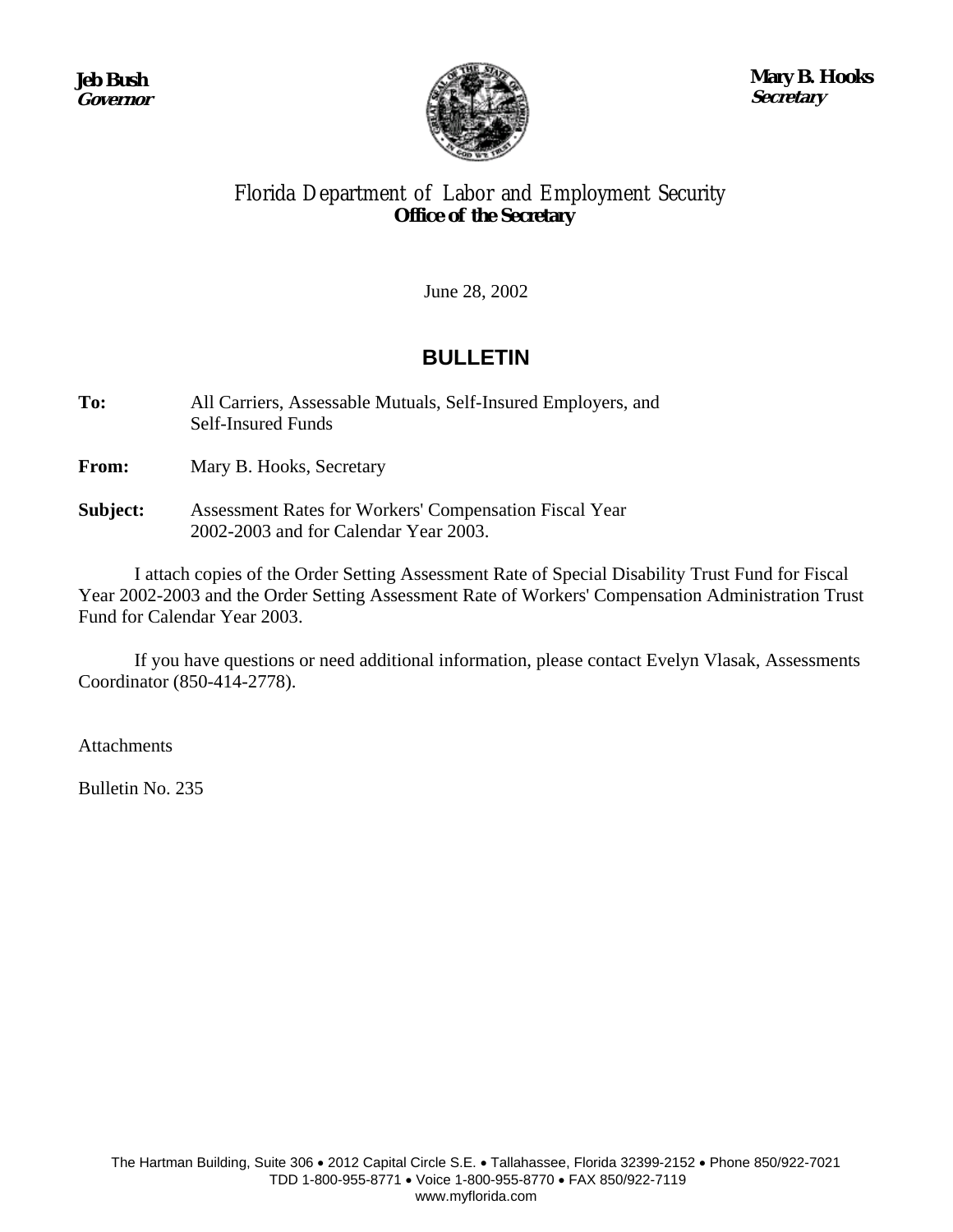**Jeb Bush**
***Governor***

**Mary B. Hooks**
***Secretary***

Florida Department of Labor and Employment Security
**Office of the Secretary**

June 28, 2002

## BULLETIN

**To:** All Carriers, Assessable Mutuals, Self-Insured Employers, and Self-Insured Funds

**From:** Mary B. Hooks, Secretary

**Subject:** Assessment Rates for Workers' Compensation Fiscal Year 2002-2003 and for Calendar Year 2003.

I attach copies of the Order Setting Assessment Rate of Special Disability Trust Fund for Fiscal Year 2002-2003 and the Order Setting Assessment Rate of Workers' Compensation Administration Trust Fund for Calendar Year 2003.

If you have questions or need additional information, please contact Evelyn Vlasak, Assessments Coordinator (850-414-2778).

Attachments

Bulletin No. 235

The Hartman Building, Suite 306 • 2012 Capital Circle S.E. • Tallahassee, Florida 32399-2152 • Phone 850/922-7021
TDD 1-800-955-8771 • Voice 1-800-955-8770 • FAX 850/922-7119
www.myflorida.com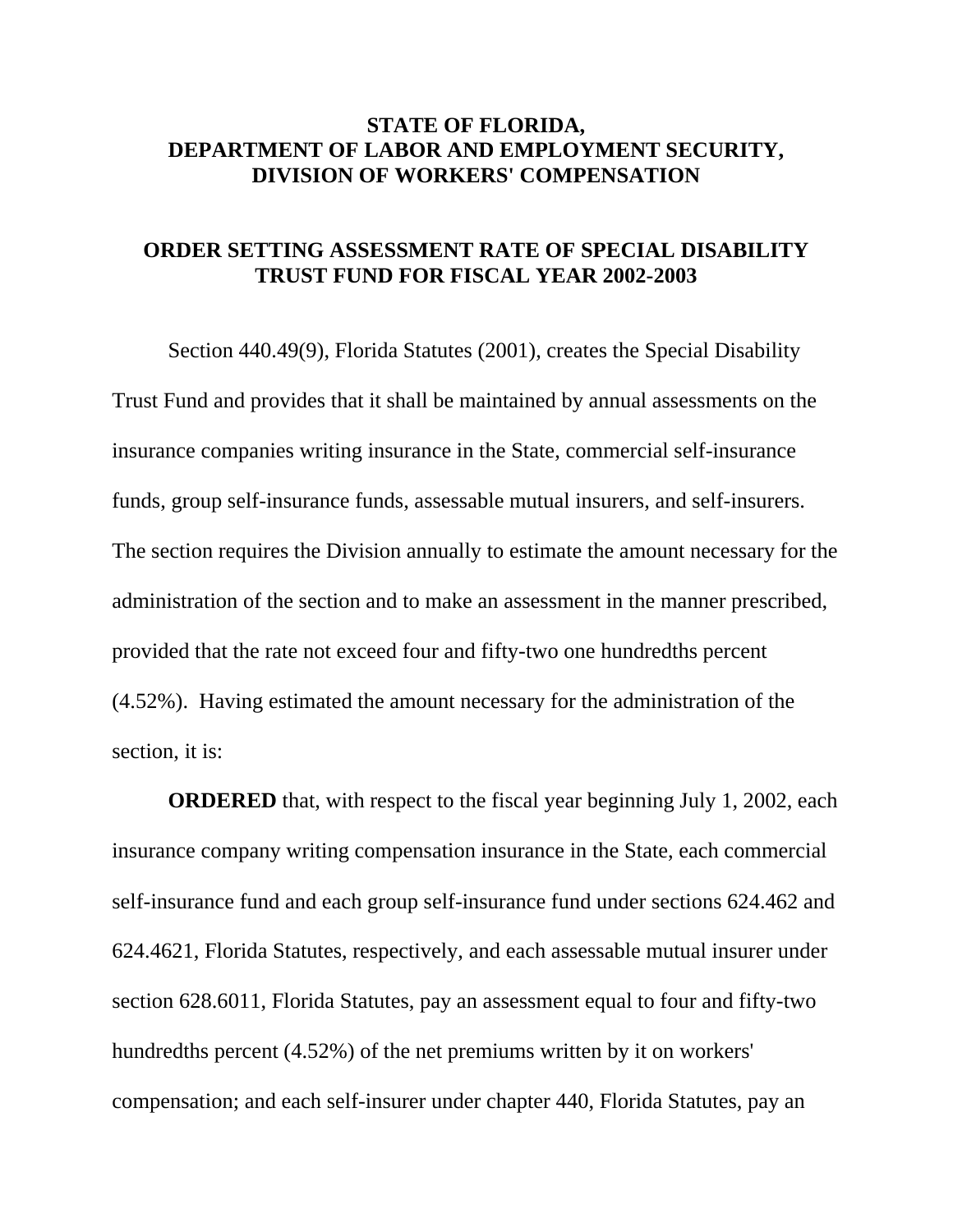**STATE OF FLORIDA,**
**DEPARTMENT OF LABOR AND EMPLOYMENT SECURITY,**
**DIVISION OF WORKERS' COMPENSATION**

**ORDER SETTING ASSESSMENT RATE OF SPECIAL DISABILITY TRUST FUND FOR FISCAL YEAR 2002-2003**

Section 440.49(9), Florida Statutes (2001), creates the Special Disability Trust Fund and provides that it shall be maintained by annual assessments on the insurance companies writing insurance in the State, commercial self-insurance funds, group self-insurance funds, assessable mutual insurers, and self-insurers. The section requires the Division annually to estimate the amount necessary for the administration of the section and to make an assessment in the manner prescribed, provided that the rate not exceed four and fifty-two one hundredths percent (4.52%). Having estimated the amount necessary for the administration of the section, it is:

**ORDERED** that, with respect to the fiscal year beginning July 1, 2002, each insurance company writing compensation insurance in the State, each commercial self-insurance fund and each group self-insurance fund under sections 624.462 and 624.4621, Florida Statutes, respectively, and each assessable mutual insurer under section 628.6011, Florida Statutes, pay an assessment equal to four and fifty-two hundredths percent (4.52%) of the net premiums written by it on workers' compensation; and each self-insurer under chapter 440, Florida Statutes, pay an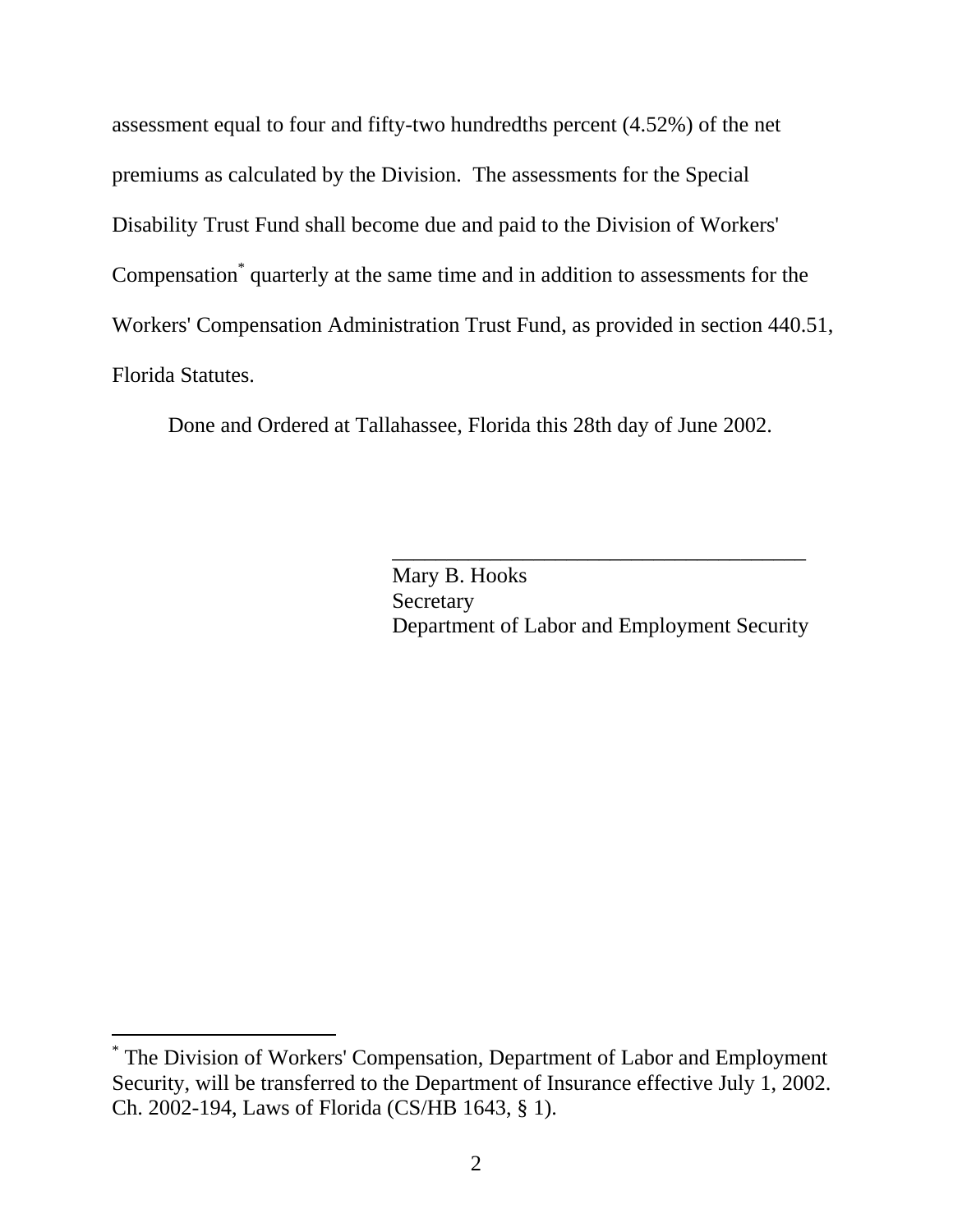assessment equal to four and fifty-two hundredths percent (4.52%) of the net premiums as calculated by the Division. The assessments for the Special Disability Trust Fund shall become due and paid to the Division of Workers' Compensation[*] quarterly at the same time and in addition to assessments for the Workers' Compensation Administration Trust Fund, as provided in section 440.51, Florida Statutes.

Done and Ordered at Tallahassee, Florida this 28th day of June 2002.

\_\_\_\_\_\_\_\_\_\_\_\_\_\_\_\_\_\_\_\_\_\_\_\_\_\_\_\_\_\_\_\_\_\_\_\_\_\_\_\_

Mary B. Hooks  
Secretary  
Department of Labor and Employment Security

---

[*] The Division of Workers' Compensation, Department of Labor and Employment Security, will be transferred to the Department of Insurance effective July 1, 2002. Ch. 2002-194, Laws of Florida (CS/HB 1643, § 1).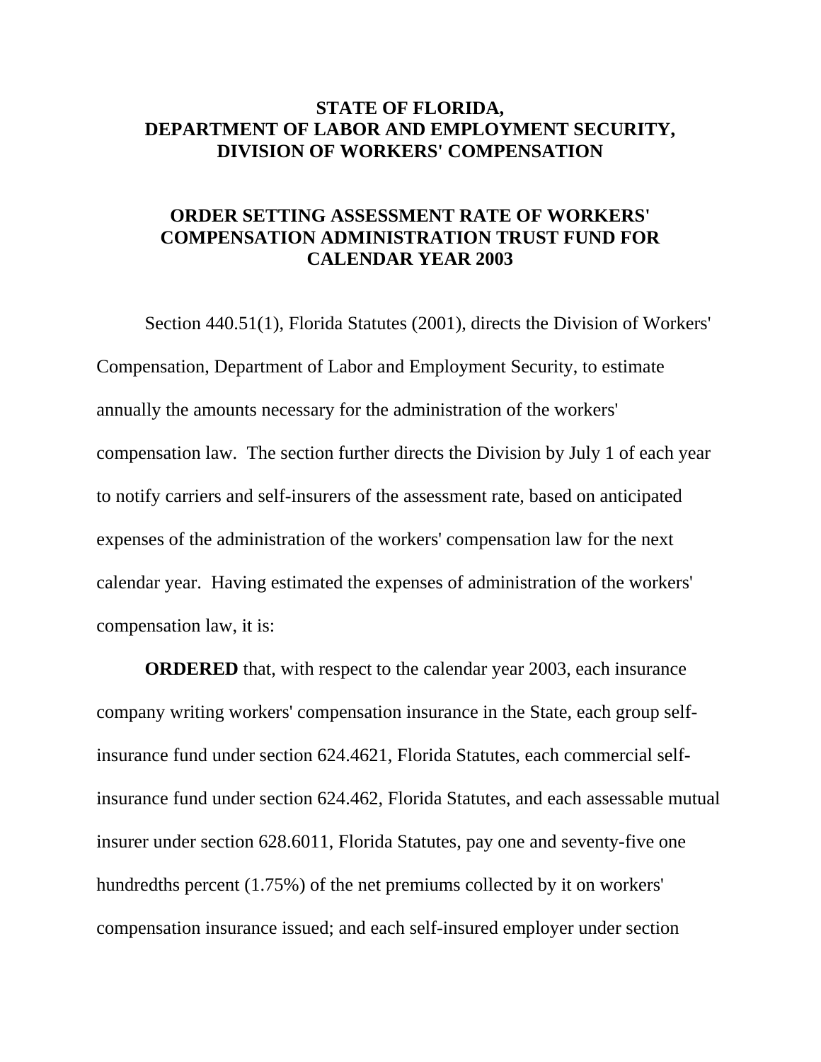**STATE OF FLORIDA,**
**DEPARTMENT OF LABOR AND EMPLOYMENT SECURITY,**
**DIVISION OF WORKERS' COMPENSATION**

**ORDER SETTING ASSESSMENT RATE OF WORKERS' COMPENSATION ADMINISTRATION TRUST FUND FOR CALENDAR YEAR 2003**

Section 440.51(1), Florida Statutes (2001), directs the Division of Workers' Compensation, Department of Labor and Employment Security, to estimate annually the amounts necessary for the administration of the workers' compensation law. The section further directs the Division by July 1 of each year to notify carriers and self-insurers of the assessment rate, based on anticipated expenses of the administration of the workers' compensation law for the next calendar year. Having estimated the expenses of administration of the workers' compensation law, it is:

**ORDERED** that, with respect to the calendar year 2003, each insurance company writing workers' compensation insurance in the State, each group self-insurance fund under section 624.4621, Florida Statutes, each commercial self-insurance fund under section 624.462, Florida Statutes, and each assessable mutual insurer under section 628.6011, Florida Statutes, pay one and seventy-five one hundredths percent (1.75%) of the net premiums collected by it on workers' compensation insurance issued; and each self-insured employer under section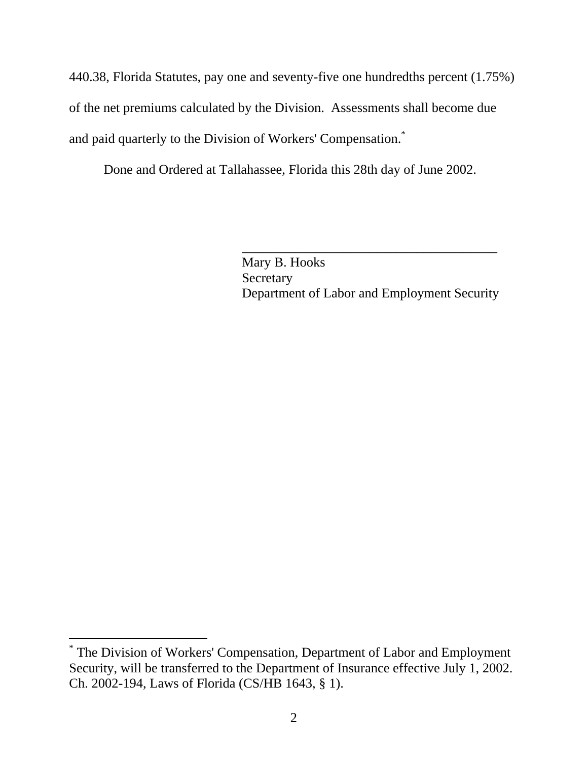440.38, Florida Statutes, pay one and seventy-five one hundredths percent (1.75%) of the net premiums calculated by the Division. Assessments shall become due and paid quarterly to the Division of Workers' Compensation.*

Done and Ordered at Tallahassee, Florida this 28th day of June 2002.

\_\_\_\_\_\_\_\_\_\_\_\_\_\_\_\_\_\_\_\_\_\_\_\_\_\_\_\_\_\_\_\_\_\_\_\_\_\_\_\_

Mary B. Hooks
Secretary
Department of Labor and Employment Security

---

* The Division of Workers' Compensation, Department of Labor and Employment Security, will be transferred to the Department of Insurance effective July 1, 2002. Ch. 2002-194, Laws of Florida (CS/HB 1643, § 1).